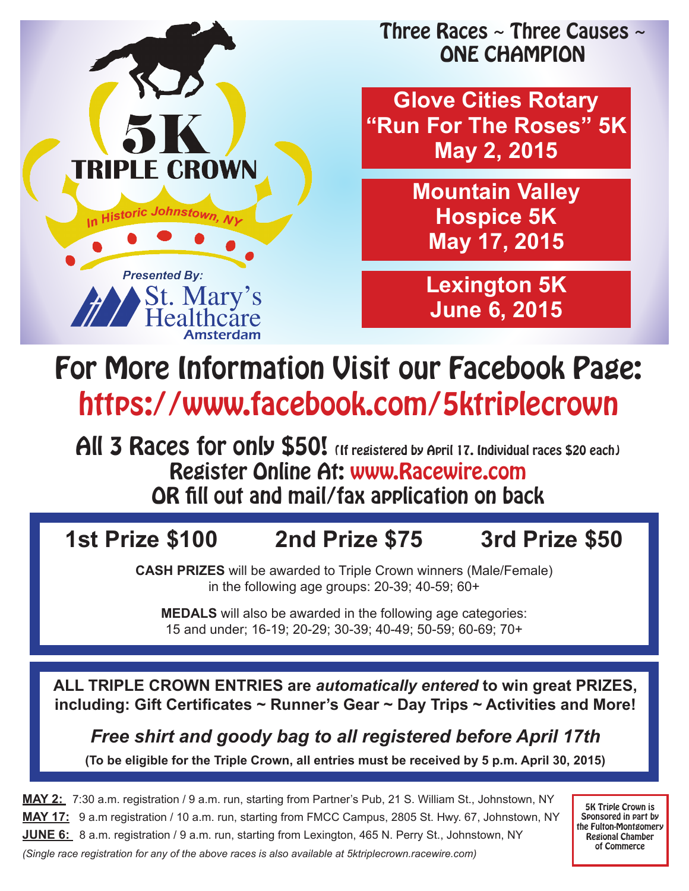# 5K TRIPLE CROWN

*In Historic Johnstown, NY*

*Presented By:* St. Mary's Healthcare Amsterdam

## Three Races ~ Three Causes ~ ONE CHAMPION

**Glove Cities Rotary "Run For The Roses" 5K**
**May 2, 2015**

**Mountain Valley Hospice 5K**
**May 17, 2015**

**Lexington 5K**
**June 6, 2015**

## For More Information Visit our Facebook Page:
## https://www.facebook.com/5ktriplecrown

**All 3 Races for only $50!** (If registered by April 17. Individual races $20 each)

**Register Online At: www.Racewire.com**

**OR fill out and mail/fax application on back**

**1st Prize $100 2nd Prize $75 3rd Prize $50**

**CASH PRIZES** will be awarded to Triple Crown winners (Male/Female) in the following age groups: 20-39; 40-59; 60+

**MEDALS** will also be awarded in the following age categories: 15 and under; 16-19; 20-29; 30-39; 40-49; 50-59; 60-69; 70+

**ALL TRIPLE CROWN ENTRIES are *automatically entered* to win great PRIZES, including: Gift Certificates ~ Runner's Gear ~ Day Trips ~ Activities and More!**

***Free shirt and goody bag to all registered before April 17th***

**(To be eligible for the Triple Crown, all entries must be received by 5 p.m. April 30, 2015)**

**MAY 2:** 7:30 a.m. registration / 9 a.m. run, starting from Partner's Pub, 21 S. William St., Johnstown, NY
**MAY 17:** 9 a.m registration / 10 a.m. run, starting from FMCC Campus, 2805 St. Hwy. 67, Johnstown, NY
**JUNE 6:** 8 a.m. registration / 9 a.m. run, starting from Lexington, 465 N. Perry St., Johnstown, NY

*(Single race registration for any of the above races is also available at 5ktriplecrown.racewire.com)*

5K Triple Crown is Sponsored in part by the Fulton-Montgomery Regional Chamber of Commerce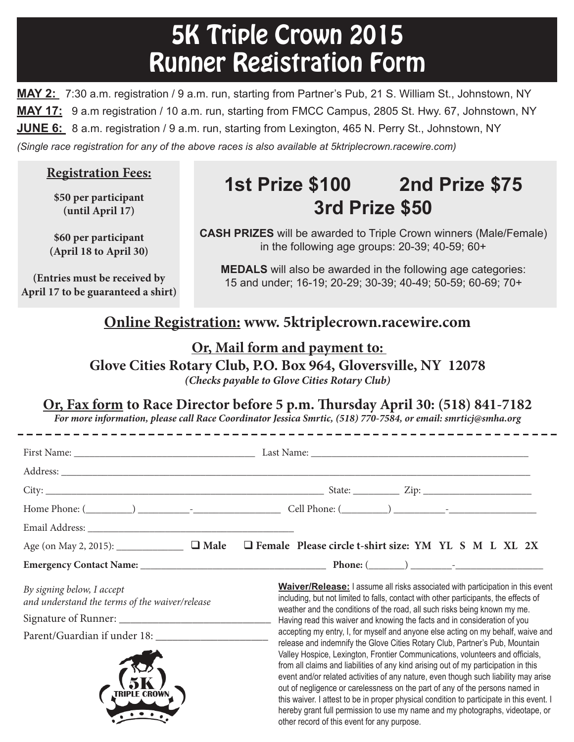# 5K Triple Crown 2015
# Runner Registration Form

**MAY 2:** 7:30 a.m. registration / 9 a.m. run, starting from Partner's Pub, 21 S. William St., Johnstown, NY

**MAY 17:** 9 a.m registration / 10 a.m. run, starting from FMCC Campus, 2805 St. Hwy. 67, Johnstown, NY

**JUNE 6:** 8 a.m. registration / 9 a.m. run, starting from Lexington, 465 N. Perry St., Johnstown, NY

*(Single race registration for any of the above races is also available at 5ktriplecrown.racewire.com)*

**Registration Fees:**

**$50 per participant (until April 17)**

**$60 per participant (April 18 to April 30)**

**(Entries must be received by April 17 to be guaranteed a shirt)**

## 1st Prize $100 2nd Prize $75 3rd Prize $50

**CASH PRIZES** will be awarded to Triple Crown winners (Male/Female) in the following age groups: 20-39; 40-59; 60+

**MEDALS** will also be awarded in the following age categories: 15 and under; 16-19; 20-29; 30-39; 40-49; 50-59; 60-69; 70+

**Online Registration: www. 5ktriplecrown.racewire.com**

**Or, Mail form and payment to:**
**Glove Cities Rotary Club, P.O. Box 964, Gloversville, NY 12078**
*(Checks payable to Glove Cities Rotary Club)*

**Or, Fax form to Race Director before 5 p.m. Thursday April 30: (518) 841-7182**

***For more information, please call Race Coordinator Jessica Smrtic, (518) 770-7584, or email: smrticj@smha.org***

---

First Name: ______________________ Last Name: ______________________

Address: ____________________________________________

City: ______________________ State: _________ Zip: ______________

Home Phone: (_______) _______-__________ Cell Phone: (_______) _______-__________

Email Address: ______________________

Age (on May 2, 2015): __________ ☐ Male ☐ Female **Please circle t-shirt size: YM YL S M L XL 2X**

**Emergency Contact Name:** ______________________ **Phone:** (_______) _______-__________

*By signing below, I accept and understand the terms of the waiver/release*

Signature of Runner: ______________________

Parent/Guardian if under 18: ______________________

**Waiver/Release:** I assume all risks associated with participation in this event including, but not limited to falls, contact with other participants, the effects of weather and the conditions of the road, all such risks being known my me. Having read this waiver and knowing the facts and in consideration of you accepting my entry, I, for myself and anyone else acting on my behalf, waive and release and indemnify the Glove Cities Rotary Club, Partner's Pub, Mountain Valley Hospice, Lexington, Frontier Communications, volunteers and officials, from all claims and liabilities of any kind arising out of my participation in this event and/or related activities of any nature, even though such liability may arise out of negligence or carelessness on the part of any of the persons named in this waiver. I attest to be in proper physical condition to participate in this event. I hereby grant full permission to use my name and my photographs, videotape, or other record of this event for any purpose.

5K TRIPLE CROWN